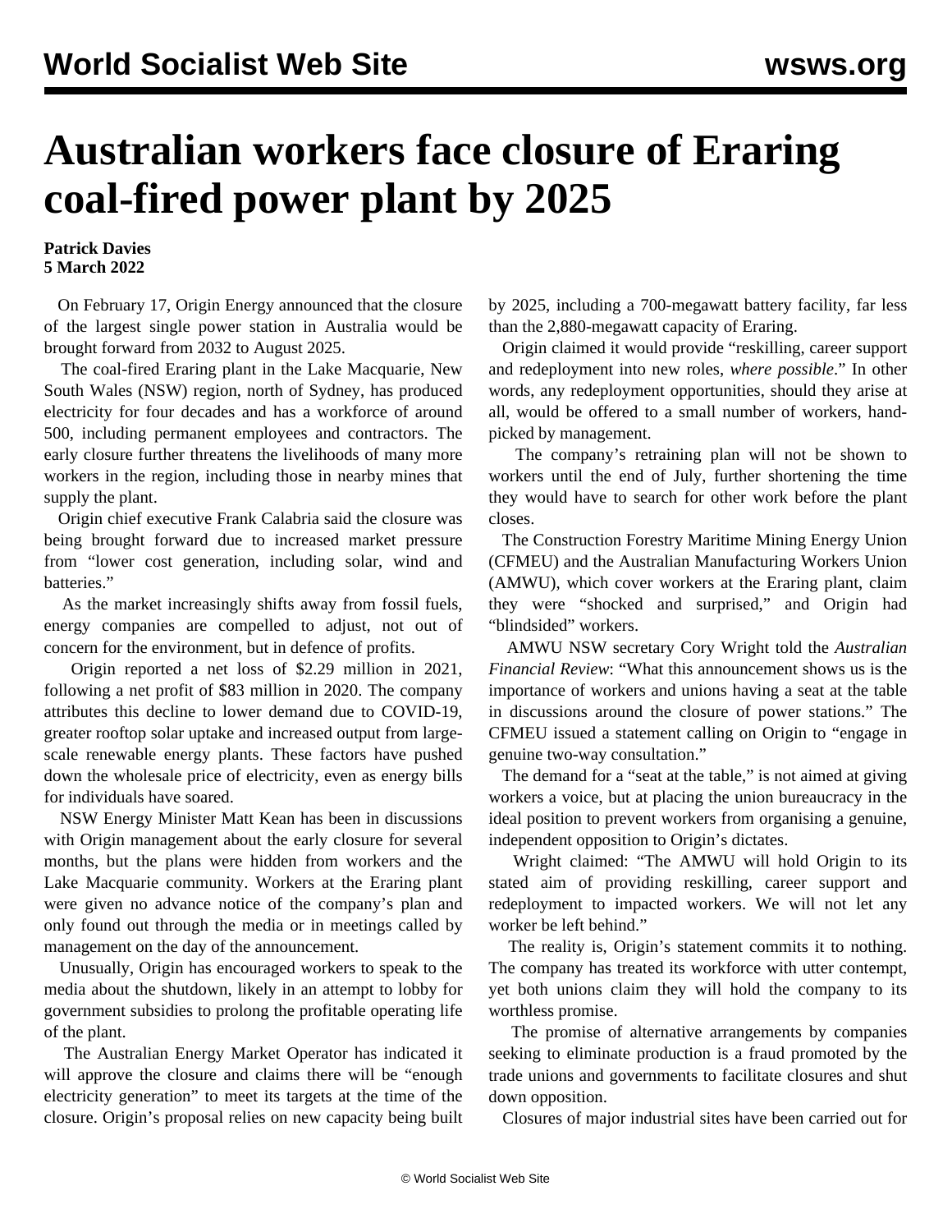# Australian workers face closure of Eraring coal-fired power plant by 2025

**Patrick Davies**
**5 March 2022**

On February 17, Origin Energy announced that the closure of the largest single power station in Australia would be brought forward from 2032 to August 2025.

The coal-fired Eraring plant in the Lake Macquarie, New South Wales (NSW) region, north of Sydney, has produced electricity for four decades and has a workforce of around 500, including permanent employees and contractors. The early closure further threatens the livelihoods of many more workers in the region, including those in nearby mines that supply the plant.

Origin chief executive Frank Calabria said the closure was being brought forward due to increased market pressure from "lower cost generation, including solar, wind and batteries."

As the market increasingly shifts away from fossil fuels, energy companies are compelled to adjust, not out of concern for the environment, but in defence of profits.

Origin reported a net loss of $2.29 million in 2021, following a net profit of $83 million in 2020. The company attributes this decline to lower demand due to COVID-19, greater rooftop solar uptake and increased output from large-scale renewable energy plants. These factors have pushed down the wholesale price of electricity, even as energy bills for individuals have soared.

NSW Energy Minister Matt Kean has been in discussions with Origin management about the early closure for several months, but the plans were hidden from workers and the Lake Macquarie community. Workers at the Eraring plant were given no advance notice of the company's plan and only found out through the media or in meetings called by management on the day of the announcement.

Unusually, Origin has encouraged workers to speak to the media about the shutdown, likely in an attempt to lobby for government subsidies to prolong the profitable operating life of the plant.

The Australian Energy Market Operator has indicated it will approve the closure and claims there will be "enough electricity generation" to meet its targets at the time of the closure. Origin's proposal relies on new capacity being built by 2025, including a 700-megawatt battery facility, far less than the 2,880-megawatt capacity of Eraring.

Origin claimed it would provide "reskilling, career support and redeployment into new roles, *where possible*." In other words, any redeployment opportunities, should they arise at all, would be offered to a small number of workers, hand-picked by management.

The company's retraining plan will not be shown to workers until the end of July, further shortening the time they would have to search for other work before the plant closes.

The Construction Forestry Maritime Mining Energy Union (CFMEU) and the Australian Manufacturing Workers Union (AMWU), which cover workers at the Eraring plant, claim they were "shocked and surprised," and Origin had "blindsided" workers.

AMWU NSW secretary Cory Wright told the *Australian Financial Review*: "What this announcement shows us is the importance of workers and unions having a seat at the table in discussions around the closure of power stations." The CFMEU issued a statement calling on Origin to "engage in genuine two-way consultation."

The demand for a "seat at the table," is not aimed at giving workers a voice, but at placing the union bureaucracy in the ideal position to prevent workers from organising a genuine, independent opposition to Origin's dictates.

Wright claimed: "The AMWU will hold Origin to its stated aim of providing reskilling, career support and redeployment to impacted workers. We will not let any worker be left behind."

The reality is, Origin's statement commits it to nothing. The company has treated its workforce with utter contempt, yet both unions claim they will hold the company to its worthless promise.

The promise of alternative arrangements by companies seeking to eliminate production is a fraud promoted by the trade unions and governments to facilitate closures and shut down opposition.

Closures of major industrial sites have been carried out for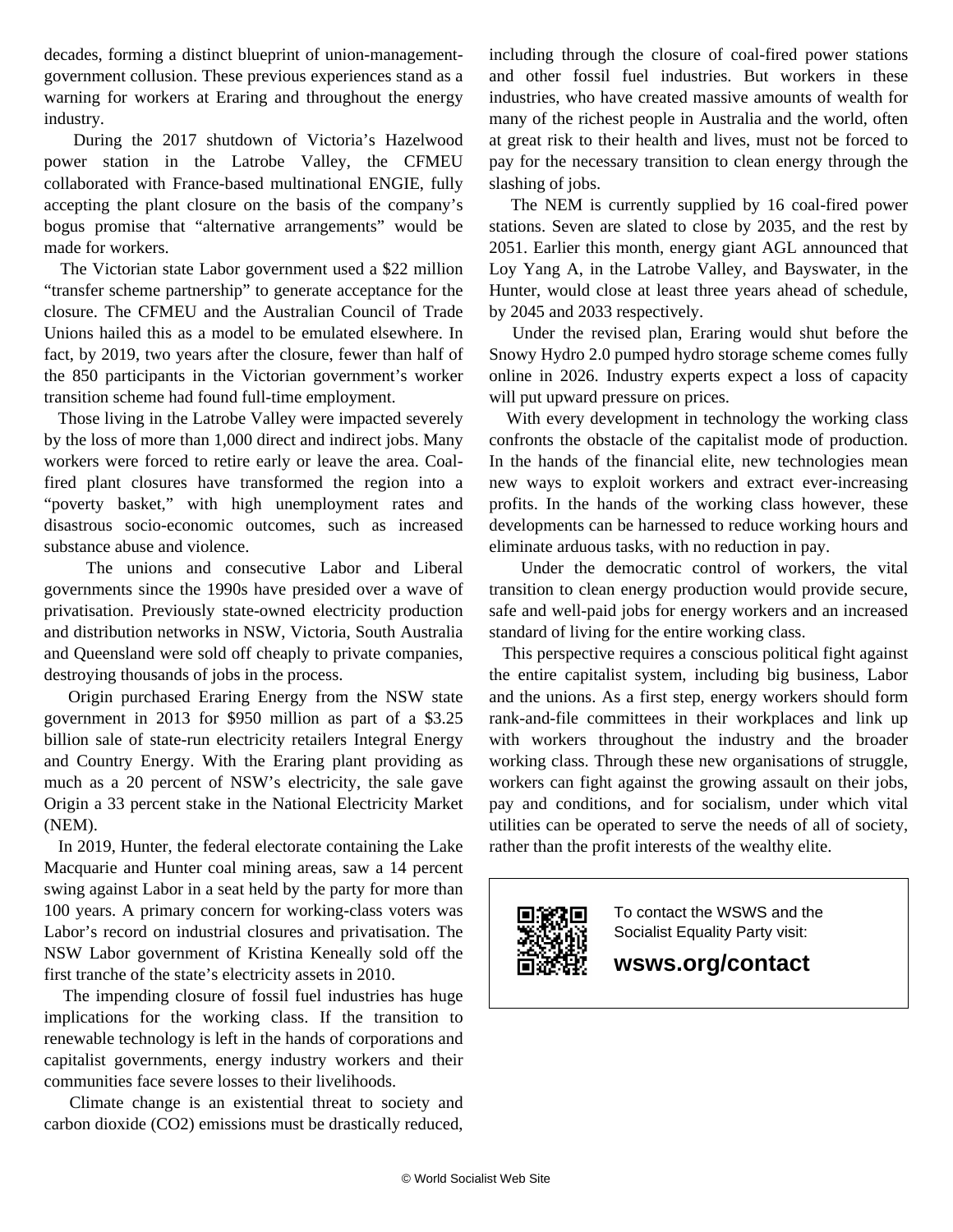decades, forming a distinct blueprint of union-management-government collusion. These previous experiences stand as a warning for workers at Eraring and throughout the energy industry.

During the 2017 shutdown of Victoria's Hazelwood power station in the Latrobe Valley, the CFMEU collaborated with France-based multinational ENGIE, fully accepting the plant closure on the basis of the company's bogus promise that "alternative arrangements" would be made for workers.

The Victorian state Labor government used a $22 million "transfer scheme partnership" to generate acceptance for the closure. The CFMEU and the Australian Council of Trade Unions hailed this as a model to be emulated elsewhere. In fact, by 2019, two years after the closure, fewer than half of the 850 participants in the Victorian government's worker transition scheme had found full-time employment.

Those living in the Latrobe Valley were impacted severely by the loss of more than 1,000 direct and indirect jobs. Many workers were forced to retire early or leave the area. Coal-fired plant closures have transformed the region into a "poverty basket," with high unemployment rates and disastrous socio-economic outcomes, such as increased substance abuse and violence.

The unions and consecutive Labor and Liberal governments since the 1990s have presided over a wave of privatisation. Previously state-owned electricity production and distribution networks in NSW, Victoria, South Australia and Queensland were sold off cheaply to private companies, destroying thousands of jobs in the process.

Origin purchased Eraring Energy from the NSW state government in 2013 for $950 million as part of a $3.25 billion sale of state-run electricity retailers Integral Energy and Country Energy. With the Eraring plant providing as much as a 20 percent of NSW's electricity, the sale gave Origin a 33 percent stake in the National Electricity Market (NEM).

In 2019, Hunter, the federal electorate containing the Lake Macquarie and Hunter coal mining areas, saw a 14 percent swing against Labor in a seat held by the party for more than 100 years. A primary concern for working-class voters was Labor's record on industrial closures and privatisation. The NSW Labor government of Kristina Keneally sold off the first tranche of the state's electricity assets in 2010.

The impending closure of fossil fuel industries has huge implications for the working class. If the transition to renewable technology is left in the hands of corporations and capitalist governments, energy industry workers and their communities face severe losses to their livelihoods.

Climate change is an existential threat to society and carbon dioxide ($CO_2$) emissions must be drastically reduced, including through the closure of coal-fired power stations and other fossil fuel industries. But workers in these industries, who have created massive amounts of wealth for many of the richest people in Australia and the world, often at great risk to their health and lives, must not be forced to pay for the necessary transition to clean energy through the slashing of jobs.

The NEM is currently supplied by 16 coal-fired power stations. Seven are slated to close by 2035, and the rest by 2051. Earlier this month, energy giant AGL announced that Loy Yang A, in the Latrobe Valley, and Bayswater, in the Hunter, would close at least three years ahead of schedule, by 2045 and 2033 respectively.

Under the revised plan, Eraring would shut before the Snowy Hydro 2.0 pumped hydro storage scheme comes fully online in 2026. Industry experts expect a loss of capacity will put upward pressure on prices.

With every development in technology the working class confronts the obstacle of the capitalist mode of production. In the hands of the financial elite, new technologies mean new ways to exploit workers and extract ever-increasing profits. In the hands of the working class however, these developments can be harnessed to reduce working hours and eliminate arduous tasks, with no reduction in pay.

Under the democratic control of workers, the vital transition to clean energy production would provide secure, safe and well-paid jobs for energy workers and an increased standard of living for the entire working class.

This perspective requires a conscious political fight against the entire capitalist system, including big business, Labor and the unions. As a first step, energy workers should form rank-and-file committees in their workplaces and link up with workers throughout the industry and the broader working class. Through these new organisations of struggle, workers can fight against the growing assault on their jobs, pay and conditions, and for socialism, under which vital utilities can be operated to serve the needs of all of society, rather than the profit interests of the wealthy elite.

To contact the WSWS and the Socialist Equality Party visit:

**wsws.org/contact**